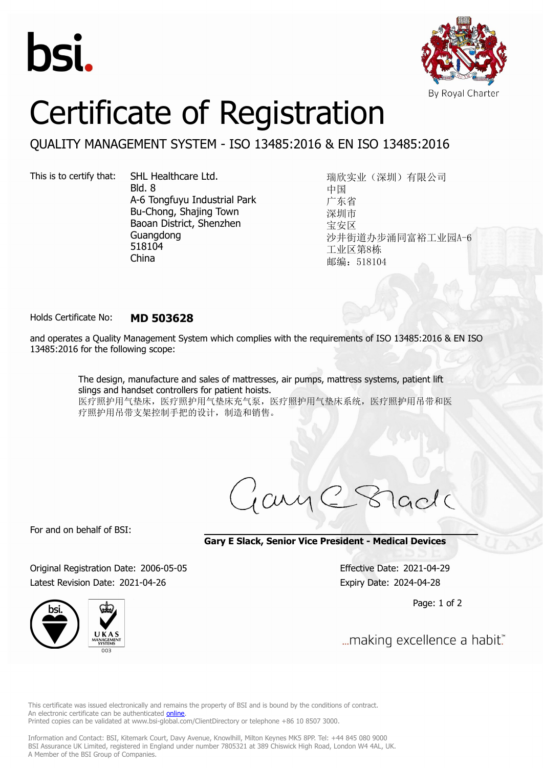bsi.

By Royal Charter

# Certificate of Registration

## QUALITY MANAGEMENT SYSTEM - ISO 13485:2016 & EN ISO 13485:2016

This is to certify that:

SHL Healthcare Ltd.
Bld. 8
A-6 Tongfuyu Industrial Park
Bu-Chong, Shajing Town
Baoan District, Shenzhen
Guangdong
518104
China

瑞欣实业（深圳）有限公司
中国
广东省
深圳市
宝安区
沙井街道办步涌同富裕工业园A-6
工业区第8栋
邮编：518104

Holds Certificate No: **MD 503628**

and operates a Quality Management System which complies with the requirements of ISO 13485:2016 & EN ISO 13485:2016 for the following scope:

> The design, manufacture and sales of mattresses, air pumps, mattress systems, patient lift slings and handset controllers for patient hoists.
> 医疗照护用气垫床，医疗照护用气垫床充气泵，医疗照护用气垫床系统，医疗照护用吊带和医疗照护用吊带支架控制手把的设计，制造和销售。

For and on behalf of BSI:

**Gary E Slack, Senior Vice President - Medical Devices**

Original Registration Date: 2006-05-05
Latest Revision Date: 2021-04-26

Effective Date: 2021-04-29
Expiry Date: 2024-04-28

UKAS MANAGEMENT SYSTEMS 003

...making excellence a habit.™

This certificate was issued electronically and remains the property of BSI and is bound by the conditions of contract.
An electronic certificate can be authenticated online.
Printed copies can be validated at www.bsi-global.com/ClientDirectory or telephone +86 10 8507 3000.

Information and Contact: BSI, Kitemark Court, Davy Avenue, Knowlhill, Milton Keynes MK5 8PP. Tel: +44 845 080 9000
BSI Assurance UK Limited, registered in England under number 7805321 at 389 Chiswick High Road, London W4 4AL, UK.
A Member of the BSI Group of Companies.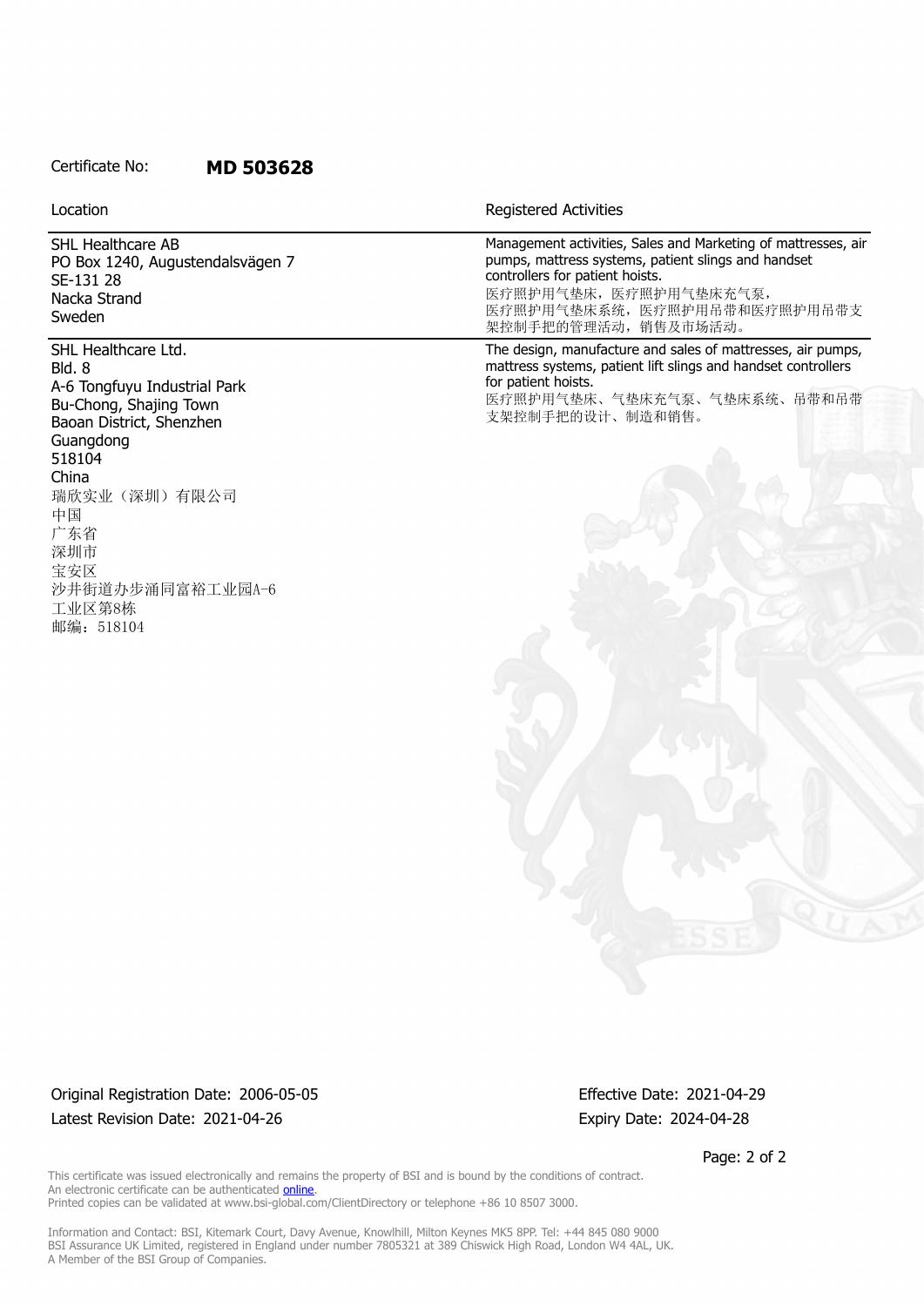Certificate No: **MD 503628**

| Location | Registered Activities |
| --- | --- |
| SHL Healthcare AB<br>PO Box 1240, Augustendalsvägen 7<br>SE-131 28<br>Nacka Strand<br>Sweden | Management activities, Sales and Marketing of mattresses, air pumps, mattress systems, patient slings and handset controllers for patient hoists.<br>医疗照护用气垫床，医疗照护用气垫床充气泵，<br>医疗照护用气垫床系统，医疗照护用吊带和医疗照护用吊带支架控制手把的管理活动，销售及市场活动。 |
| SHL Healthcare Ltd.<br>Bld. 8<br>A-6 Tongfuyu Industrial Park<br>Bu-Chong, Shajing Town<br>Baoan District, Shenzhen<br>Guangdong<br>518104<br>China<br>瑞欣实业（深圳）有限公司<br>中国<br>广东省<br>深圳市<br>宝安区<br>沙井街道办步涌同富裕工业园A-6<br>工业区第8栋<br>邮编：518104 | The design, manufacture and sales of mattresses, air pumps, mattress systems, patient lift slings and handset controllers for patient hoists.<br>医疗照护用气垫床、气垫床充气泵、气垫床系统、吊带和吊带支架控制手把的设计、制造和销售。 |

Original Registration Date: 2006-05-05
Latest Revision Date: 2021-04-26

Effective Date: 2021-04-29
Expiry Date: 2024-04-28

This certificate was issued electronically and remains the property of BSI and is bound by the conditions of contract.
An electronic certificate can be authenticated online.
Printed copies can be validated at www.bsi-global.com/ClientDirectory or telephone +86 10 8507 3000.

Information and Contact: BSI, Kitemark Court, Davy Avenue, Knowlhill, Milton Keynes MK5 8PP. Tel: +44 845 080 9000
BSI Assurance UK Limited, registered in England under number 7805321 at 389 Chiswick High Road, London W4 4AL, UK.
A Member of the BSI Group of Companies.